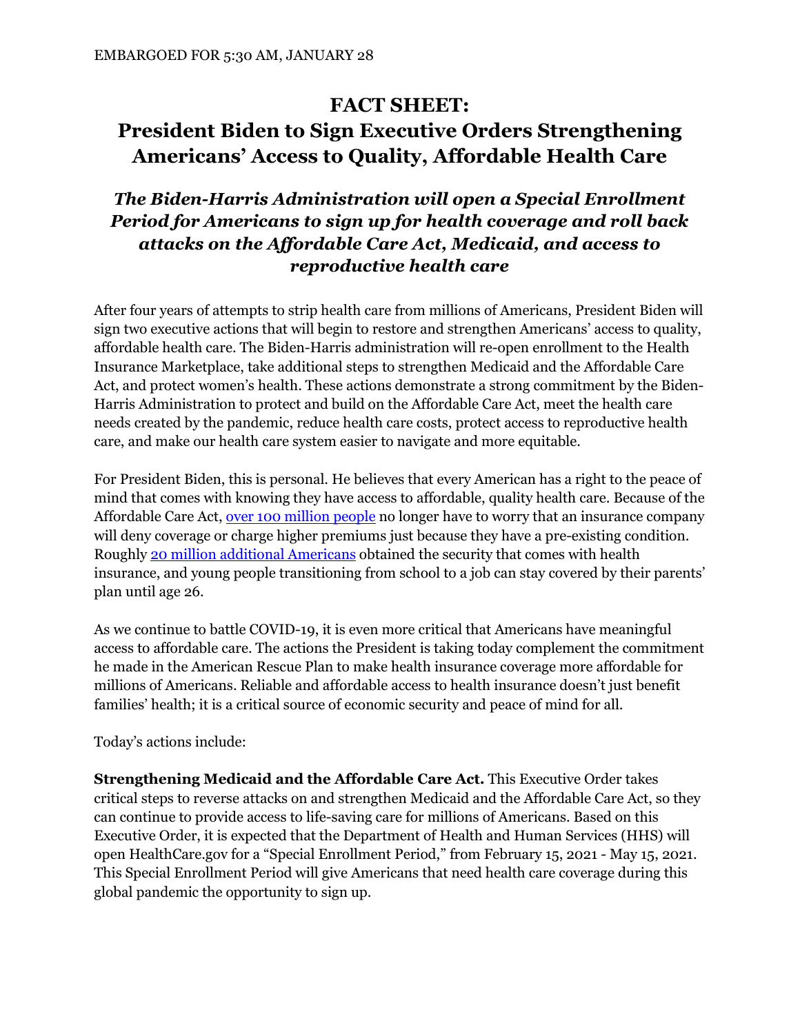EMBARGOED FOR 5:30 AM, JANUARY 28

# FACT SHEET:
# President Biden to Sign Executive Orders Strengthening Americans' Access to Quality, Affordable Health Care

## *The Biden-Harris Administration will open a Special Enrollment Period for Americans to sign up for health coverage and roll back attacks on the Affordable Care Act, Medicaid, and access to reproductive health care*

After four years of attempts to strip health care from millions of Americans, President Biden will sign two executive actions that will begin to restore and strengthen Americans' access to quality, affordable health care. The Biden-Harris administration will re-open enrollment to the Health Insurance Marketplace, take additional steps to strengthen Medicaid and the Affordable Care Act, and protect women's health. These actions demonstrate a strong commitment by the Biden-Harris Administration to protect and build on the Affordable Care Act, meet the health care needs created by the pandemic, reduce health care costs, protect access to reproductive health care, and make our health care system easier to navigate and more equitable.

For President Biden, this is personal. He believes that every American has a right to the peace of mind that comes with knowing they have access to affordable, quality health care. Because of the Affordable Care Act, over 100 million people no longer have to worry that an insurance company will deny coverage or charge higher premiums just because they have a pre-existing condition. Roughly 20 million additional Americans obtained the security that comes with health insurance, and young people transitioning from school to a job can stay covered by their parents' plan until age 26.

As we continue to battle COVID-19, it is even more critical that Americans have meaningful access to affordable care. The actions the President is taking today complement the commitment he made in the American Rescue Plan to make health insurance coverage more affordable for millions of Americans. Reliable and affordable access to health insurance doesn't just benefit families' health; it is a critical source of economic security and peace of mind for all.

Today's actions include:

**Strengthening Medicaid and the Affordable Care Act.** This Executive Order takes critical steps to reverse attacks on and strengthen Medicaid and the Affordable Care Act, so they can continue to provide access to life-saving care for millions of Americans. Based on this Executive Order, it is expected that the Department of Health and Human Services (HHS) will open HealthCare.gov for a "Special Enrollment Period," from February 15, 2021 - May 15, 2021. This Special Enrollment Period will give Americans that need health care coverage during this global pandemic the opportunity to sign up.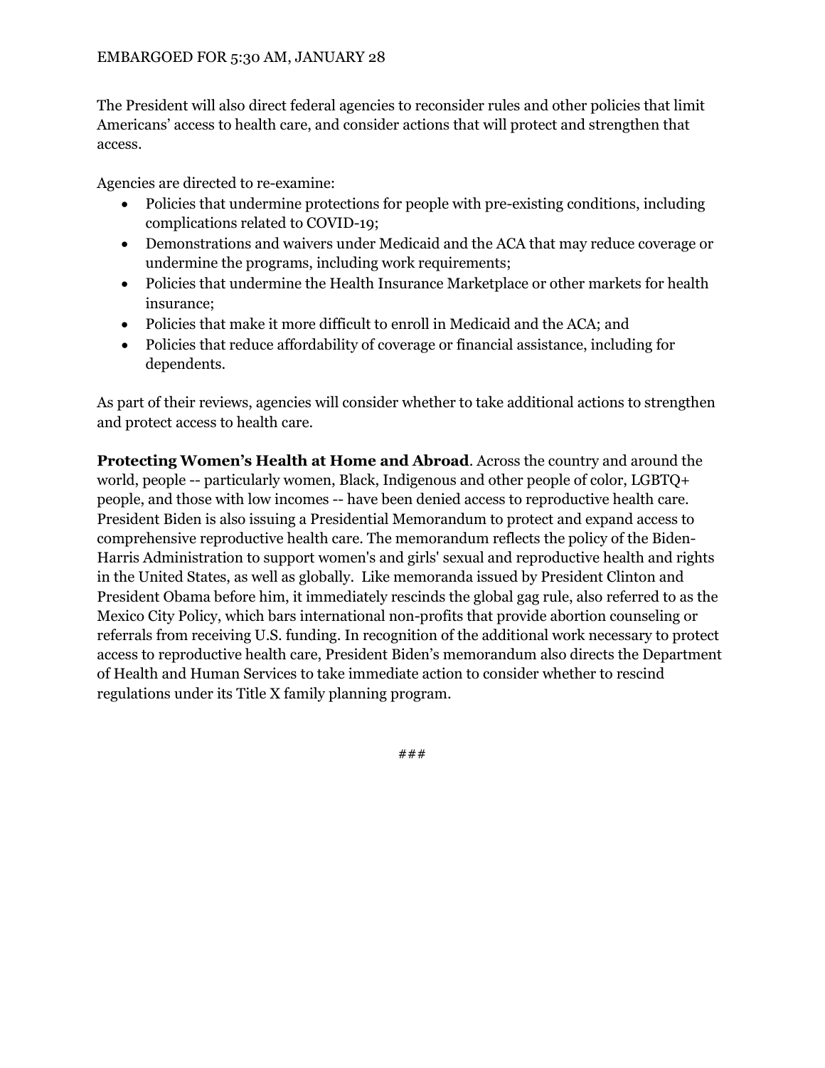EMBARGOED FOR 5:30 AM, JANUARY 28

The President will also direct federal agencies to reconsider rules and other policies that limit Americans' access to health care, and consider actions that will protect and strengthen that access.

Agencies are directed to re-examine:

- Policies that undermine protections for people with pre-existing conditions, including complications related to COVID-19;
- Demonstrations and waivers under Medicaid and the ACA that may reduce coverage or undermine the programs, including work requirements;
- Policies that undermine the Health Insurance Marketplace or other markets for health insurance;
- Policies that make it more difficult to enroll in Medicaid and the ACA; and
- Policies that reduce affordability of coverage or financial assistance, including for dependents.

As part of their reviews, agencies will consider whether to take additional actions to strengthen and protect access to health care.

**Protecting Women's Health at Home and Abroad**. Across the country and around the world, people -- particularly women, Black, Indigenous and other people of color, LGBTQ+ people, and those with low incomes -- have been denied access to reproductive health care. President Biden is also issuing a Presidential Memorandum to protect and expand access to comprehensive reproductive health care. The memorandum reflects the policy of the Biden-Harris Administration to support women's and girls' sexual and reproductive health and rights in the United States, as well as globally. Like memoranda issued by President Clinton and President Obama before him, it immediately rescinds the global gag rule, also referred to as the Mexico City Policy, which bars international non-profits that provide abortion counseling or referrals from receiving U.S. funding. In recognition of the additional work necessary to protect access to reproductive health care, President Biden's memorandum also directs the Department of Health and Human Services to take immediate action to consider whether to rescind regulations under its Title X family planning program.

###